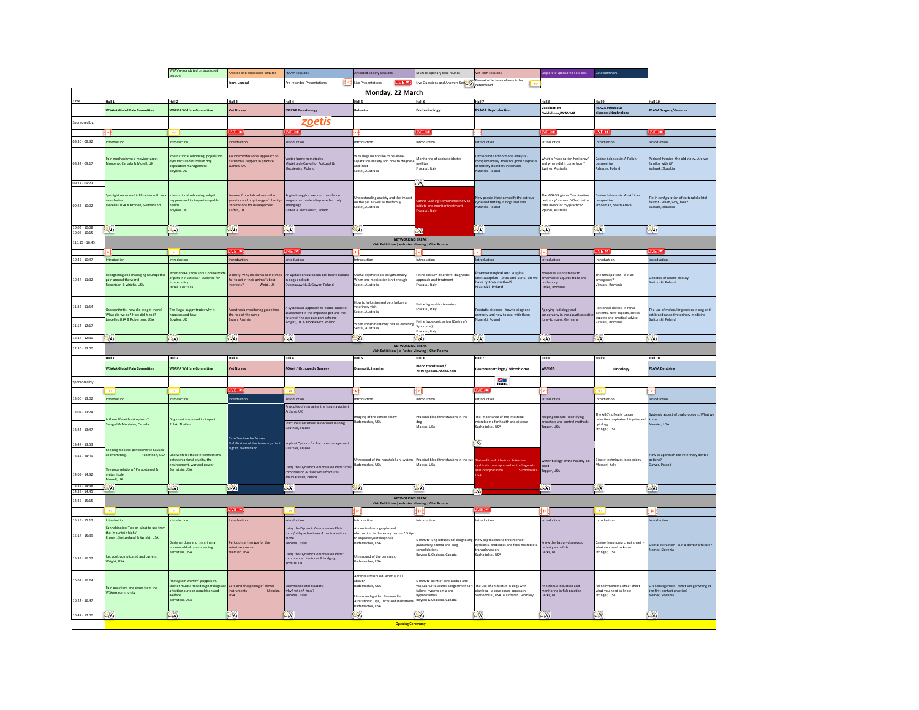| WSAVA-mandated or sponsored session | Awards and associated lectures | PSAVA sessions | Affiliated society sessions | Multidisciplinary case rounds | Vet Tech sessions | Corporate sponsored sessions | Case seminars |
|---|---|---|---|---|---|---|---|

**Icons Legend:** Pre-recorded Presentations | Live Presentations (LIVE) | Live Questions and Answers Session | Format of lecture delivery to be determined

## Monday, 22 March

| Time | Hall 1 | Hall 2 | Hall 3 | Hall 4 | Hall 5 | Hall 6 | Hall 7 | Hall 8 | Hall 9 | Hall 10 |
|---|---|---|---|---|---|---|---|---|---|---|
| | WSAVA Global Pain Committee | WSAVA Welfare Committee | Vet Nurses | ESCCAP Parasitology | Behavior | Endocrinology | PSAVA Reproduction | Vaccination Guidelines/WAVMA | PSAVA Infectious diseases/Nephrology | PSAVA Surgery/Genetics |
| Sponsored by: | | | | zoetis | | | | | | |
| | | | LIVE | LIVE | | LIVE | | LIVE | LIVE | LIVE |
| 08:30 - 08:32 | Introduction | Introduction | Introduction | Introduction | Introduction | Introduction | Introduction | Introduction | Introduction | Introduction |
| 08:32 - 09:17 | Pain mechanisms: a moving target Monteiro, Canada & Murrell, UK | International rehoming: population dynamics and its role in dog population management Boyden, UK | An interprofessional approach to nutritional support in practice Lumbis, UK | Vector-borne nematodes Madeira de Carvalho, Portugal & Kłockiewicz, Poland | Why dogs do not like to be alone- separation anxiety and how to diagnose and treat Seksel, Australia | Monitoring of canine diabetes mellitus Fracassi, Italy | Ultrasound and hormone analysis - complementary tools for good diagnosis of fertility disorders in females Niżański, Poland | What is "vaccination hesitancy" and where did it come from? Squires, Australia | Canine babesiosis: A Polish perspective Adaszek, Poland | Perineal hernias- the old sto-ry. Are we familiar with it? Valasek, Slovakia |
| 09:17 - 09:23 | | | | | | Live Q&A | | | | |
| 09:23 - 10:02 | Spotlight on wound infiltration with local anesthetics Lascelles, USA & Kronen, Switzerland | International rehoming: why it happens and its impact on public health Boyden, UK | Lessons from Labradors on the genetics and physiology of obesity - implications for management Raffan, UK | Angiostrongylus vasorum plus feline lungworms: under-diagnosed or truly emerging? Gawor & Kłockiewicz, Poland | Understanding anxiety and the impact on the pet as well as the family Seksel, Australia | Canine Cushing's Syndrome: how to initiate and monitor treatment Fracassi, Italy | New possibilities to modify the estrous cycle and fertility in dogs and cats Niżański, Poland | The WSAVA global "vaccination hesitancy" survey. What do the data mean for my practice? Squires, Australia | Canine babesiosis: An African perspective Schoeman, South Africa | Tie-in configuration of ex-teral skeletal fixator - when, why, how? Valasek, Slovakia |
| 10:02 - 10:08 | Live Q&A | Live Q&A | Live Q&A | Live Q&A | Live Q&A | | Live Q&A | Live Q&A | Live Q&A | Live Q&A |
| 10:08 - 10:15 | | | | | | Live Q&A | | | | |
| 10:15 - 10:45 | NETWORKING BREAK Visit Exhibition \| e-Poster Viewing \| Chat Rooms | | | | | | | | | |
| | | | LIVE | LIVE | | | | | LIVE | LIVE |
| 10:45 - 10:47 | Introduction | Introduction | Introduction | Introduction | Introduction | Introduction | Introduction | Introduction | Introduction | Introduction |
| 10:47 - 11:32 | Recognizing and managing neuropathic pain around the world Robertson & Wright, USA | What do we know about online trade of pets in Australia?: Evidence for future policy Hazel, Australia | Obesity: Why do clients sometimes fail to act in their animal's best interests? Webb, UK | An update on European tick-borne disease in dogs and cats Overgaauw, NL & Gawor, Poland | Useful psychotropic polypharmacy: When one medication isn't enough Seksel, Australia | Feline calcium disorders: diagnostic approach and treatment Fracassi, Italy | Pharmacological and surgical contraception - pros and cons: do we have optimal method? Niżański, Poland | Zoonoses associated with ornamental aquatic trade and husbandry Urdes, Romania | The renal patient - is it an emergency? Vitalaru, Romania | Genetics of canine obesity Switonski, Poland |
| 11:32 - 11:54 | Osteoarthritis: how did we get there? What did we do? How did it end? Lascelles, USA & Robertson, USA | The illegal puppy trade: why it happens and how Boyden, UK | Anesthesia monitoring guidelines - the role of the nurse Braun, Austria | A systematic approach to exotic parasite assessment in the imported pet and the future of the pet passport scheme Wright, UK & Kłockiewicz, Poland | How to help stressed pets before a veterinary visit. Seksel, Australia | Feline hyperaldosteronism Fracassi, Italy | Prostatic diseases - how to diagnose correctly and how to deal with them Niżański, Poland | Applying radiology and sonography in the aquatic practice Jung-Schroers, Germany | Peritoneal dialysis in renal patients. New aspects, critical aspects and practical advice Vitalaru, Romania | The use of molecular genetics in dog and cat breeding and veterinary medicine Switonski, Poland |
| 11:54 - 12:17 | | | | | When enrichment may not be enriching Seksel, Australia | Feline hypercortisolism (Cushing's Syndrome) Fracassi, Italy | | | | |
| 12:17 - 12:30 | Live Q&A | Live Q&A | Live Q&A | Live Q&A | Live Q&A | Live Q&A | Live Q&A | Live Q&A | Live Q&A | Live Q&A |
| 12:30 - 13:00 | NETWORKING BREAK Visit Exhibition \| e-Poster Viewing \| Chat Rooms | | | | | | | | | |
| | Hall 1 | Hall 2 | Hall 3 | Hall 4 | Hall 5 | Hall 6 | Hall 7 | Hall 8 | Hall 9 | Hall 10 |
| | WSAVA Global Pain Committee | WSAVA Welfare Committee | Vet Nurses | AOVet / Orthopedic Surgery | Diagnostic Imaging | Blood transfusion / 2019 Speaker-of-the-Year | Gastroenterology / Microbiome | WAVMA | Oncology | PSAVA Dentistry |
| Sponsored by: | | | | | | | Hill's | | | |
| | | | LIVE | | | | LIVE | | | |
| 13:00 - 13:02 | Introduction | Introduction | Introduction | Introduction | Introduction | Introduction | Introduction | Introduction | Introduction | Introduction |
| 13:02 - 13:24 | Is there life without opioids? Steagall & Monteiro, Canada | Dog meat trade and its impact Polak, Thailand | Case Seminar for Nurses: Stabilization of the trauma patient Sigrist, Switzerland | Principles of managing the trauma patient Arthurs, UK | Imaging of the canine elbow Rademacher, USA | Practical blood transfusions in the dog Mackin, USA | The importance of the intestinal microbiome for health and disease Suchodolski, USA | Keeping koi safe- identifying predators and control methods Tepper, USA | The ABC's of early cancer detection: aspirates, biopsies and cytology Ettinger, USA | Systemic aspect of oral problems. What we know. Niemiec, USA |
| 13:24 - 13:47 | | | | Fracture assessment & decision making Gauthier, France | | | | | | |
| 13:47 - 13:53 | | | | Implant Options for fracture management Gauthier, France | | | Live Q&A | | | |
| 13:47 - 14:09 | Keeping it down: perioperative nausea and vomiting. Robertson, USA | One welfare: the interconnections between animal cruelty, the environment, war and power Bernstein, USA | | | Ultrasound of the hepatobiliary system Rademacher, USA | Practical blood transfusions in the cat Mackin, USA | State-of-the-Art lecture: Intestinal dysbiosis: new approaches to diagnosis and interpretation Suchodolski, USA | Water biology of the healthy koi pond Tepper, USA | Biopsy techniques in oncology Massari, Italy | How to approach the veterinary dental patient? Gawor, Poland |
| 14:09 - 14:32 | The poor relations? Paracetamol & metamizole Murrell, UK | | | Using the Dynamic Compression Plate: axial compression & transverse fractures Zhalniarovich, Poland | | | | | | |
| 14:32 - 14:38 | Live Q&A | Live Q&A | Live Q&A | Live Q&A | Live Q&A | Live Q&A | | Live Q&A | Live Q&A | Live Q&A |
| 14:38 - 14:45 | | | | | | | Live Q&A | | | |
| 14:45 - 15:15 | NETWORKING BREAK Visit Exhibition \| e-Poster Viewing \| Chat Rooms | | | | | | | | | |
| | | | LIVE | | | | LIVE | | | |
| 15:15 - 15:17 | Introduction | Introduction | Introduction | Introduction | Introduction | Introduction | Introduction | Introduction | Introduction | Introduction |
| 15:17 - 15:39 | Cannabinoids: Tips on what to use from the "mountain highs" Kronen, Switzerland & Wright, USA | Designer dogs and the criminal underworld of crossbreeding Bernstein, USA | Periodontal therapy for the veterinary nurse Niemiec, USA | Using the Dynamic Compression Plate: spiral/oblique fractures & neutralisation mode Peirone, Italy | Abdominal radiographs and obstruction: is there only barium? 5 tips to improve your diagnosis. Rademacher, USA | 5 minute lung ultrasound: diagnosing pulmonary edema and lung consolidations Boysen & Chalhoub, Canada | New approaches to treatment of dysbiosis: probiotics and fecal microbiota transplantation Suchodolski, USA | Know the basics- diagnostic techniques in fish Derks, NL | Canine lymphoma cheat sheet - what you need to know Ettinger, USA | Dental extraction - is it a dentist's failure? Nemec, Slovenia |
| 15:39 - 16:02 | Ice: cool, complicated and current. Wright, USA | | | Using the Dynamic Compression Plate: comminuted fractures & bridging Arthurs, UK | Ultrasound of the pancreas. Rademacher, USA | | | | | |
| 16:02 - 16:24 | Pain questions and cases from the WSAVA community | "Instagram worthy" puppies vs. shelter mutts: How designer dogs are affecting our dog population and welfare. Bernstein, USA | Care and sharpening of dental instruments Niemiec, USA | External Skeletal Fixators: why? when? how? Peirone, Italy | Adrenal ultrasound- what is it all about? Rademacher, USA | 5 minute point of care cardiac and vascular ultrasound: congestive heart failure, hypovolemia and hypervolemia Boysen & Chalhoub, Canada | The use of antibiotics in dogs with diarrhea – a case based approach Suchodolski, USA & Unterer, Germany | Anesthesia induction and monitoring in fish practice Derks, NL | Feline lymphoma cheat sheet - what you need to know Ettinger, USA | Oral emergencies - what can go wrong at the first contact practice? Nemec, Slovenia |
| 16:24 - 16:47 | | | | | Ultrasound-guided Fine needle Aspirations: Tips, Tricks and Indications Rademacher, USA | | | | | |
| 16:47 - 17:00 | Live Q&A | Live Q&A | Live Q&A | Live Q&A | Live Q&A | Live Q&A | Live Q&A | Live Q&A | Live Q&A | Live Q&A |
| | Opening Ceremony | | | | | | | | | |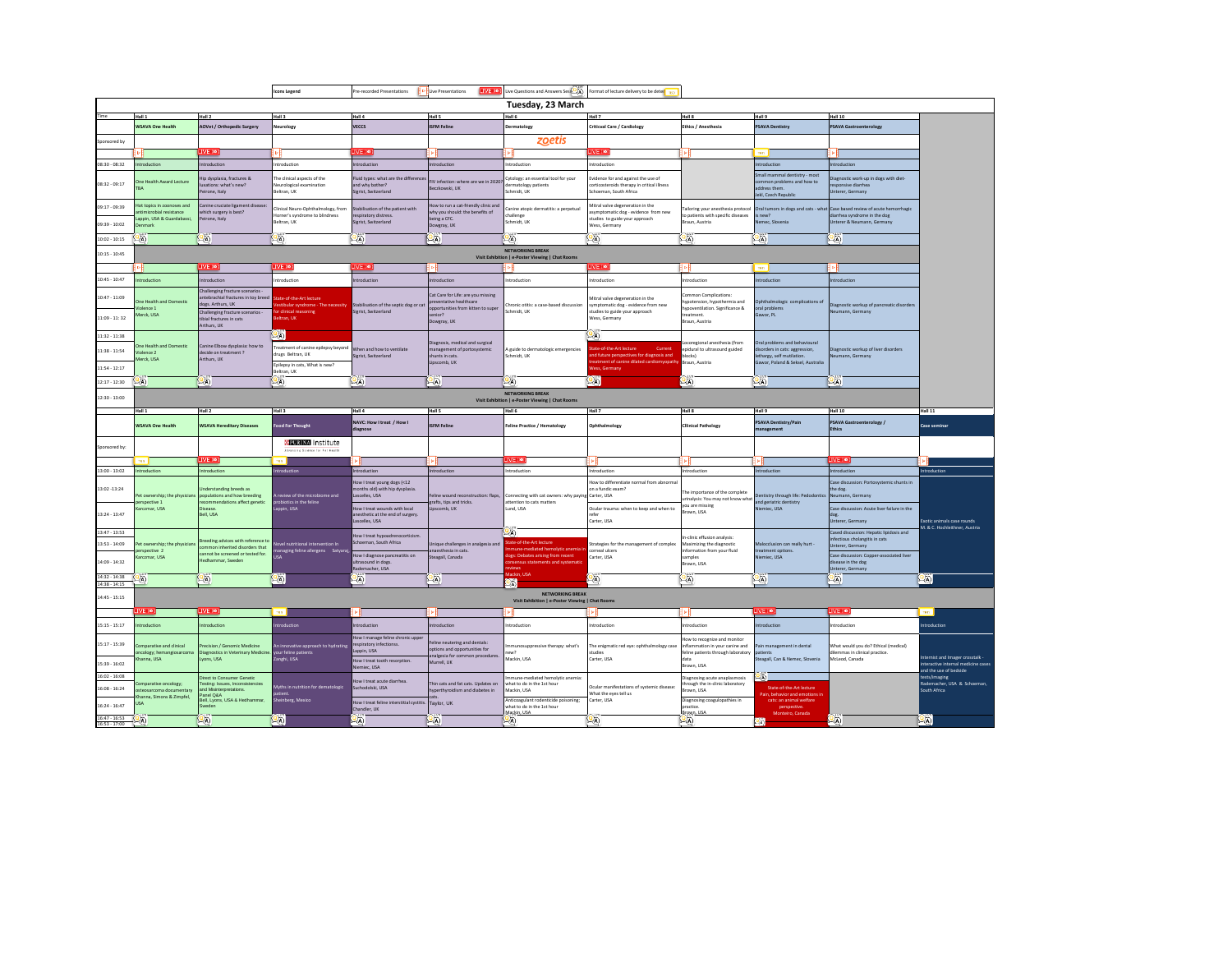| Icons Legend | Pre-recorded Presentations | Live Presentations | Live Questions and Answers Session | Format of lecture delivery to be determined |
|---|---|---|---|---|

## Tuesday, 23 March

| Time | Hall 1 | Hall 2 | Hall 3 | Hall 4 | Hall 5 | Hall 6 | Hall 7 | Hall 8 | Hall 9 | Hall 10 |
|---|---|---|---|---|---|---|---|---|---|---|
| | WSAVA One Health | AOVet / Orthopedic Surgery | Neurology | VECCS | ISFM Feline | Dermatology | Critical Care / Cardiology | Ethics / Anesthesia | PSAVA Dentistry | PSAVA Gastroenterology |
| Sponsored by | | | | | | zoetis | | | | |
| | | LIVE | | LIVE | | | LIVE | | TBD | |
| 08:30 - 08:32 | Introduction | Introduction | Introduction | Introduction | Introduction | Introduction | Introduction | | Introduction | Introduction |
| 08:32 - 09:17 | One Health Award Lecture TBA | Hip dysplasia, fractures & luxations: what's new? Peirone, Italy | The clinical aspects of the Neurological examination Beltran, UK | Fluid types: what are the differences and why bother? Sigrist, Switzerland | FIV infection: where are we in 2020? Beczkowski, UK | Cytology: an essential tool for your dermatology patients Schmidt, UK | Evidence for and against the use of corticosteroids therapy in critical illness Schoeman, South Africa | | Small mammal dentistry - most common problems and how to address them. Jekl, Czech Republic | Diagnostic work-up in dogs with diet-responsive diarrhea Unterer, Germany |
| 09:17 - 09:39 | Hot topics in zoonoses and antimicrobial resistance Lappin, USA & Guardabassi, Denmark | Canine cruciate ligament disease: which surgery is best? Peirone, Italy | Clinical Neuro-Ophthalmology, from Horner's syndrome to blindness Beltran, UK | Stabilisation of the patient with respiratory distress. Sigrist, Switzerland | How to run a cat-friendly clinic and why you should: the benefits of being a CFC. Dowgray, UK | Canine atopic dermatitis: a perpetual challenge Schmidt, UK | Mitral valve degeneration in the asymptomatic dog - evidence from new studies to guide your approach Wess, Germany | Tailoring your anesthesia protocol to patients with specific diseases Braun, Austria | Oral tumors in dogs and cats - what is new? Nemec, Slovenia | Case based review of acute hemorrhagic diarrhea syndrome in the dog Unterer & Neumann, Germany |
| 09:39 - 10:02 | | | | | | | | | | |
| 10:02 - 10:15 | Q&A | Q&A | Q&A | Q&A | Q&A | Q&A | Q&A | Q&A | Q&A | Q&A |
| 10:15 - 10:45 | NETWORKING BREAK Visit Exhibition \| e-Poster Viewing \| Chat Rooms | | | | | | | | | |
| | | LIVE | LIVE | LIVE | | | LIVE | | TBD | |
| 10:45 - 10:47 | Introduction | Introduction | Introduction | Introduction | Introduction | Introduction | Introduction | Introduction | Introduction | Introduction |
| 10:47 - 11:09 | One Health and Domestic Violence 1 Merck, USA | Challenging fracture scenarios - antebrachial fractures in toy breed dogs. Arthurs, UK | State-of-the-Art lecture Vestibular syndrome - The necessity for clinical reasoning Beltran, UK | Stabilisation of the septic dog or cat Sigrist, Switzerland | Cat Care for Life: are you missing preventative healthcare opportunities from kitten to super senior? Dowgray, UK | Chronic otitis: a case-based discussion Schmidt, UK | Mitral valve degeneration in the symptomatic dog - evidence from new studies to guide your approach Wess, Germany | Common Complications: hypotension, hypothermia and hypoventilation. Significance & treatment. Braun, Austria | Ophthalmologic complications of oral problems Gawor, PL | Diagnostic workup of pancreatic disorders Neumann, Germany |
| 11:09 - 11:32 | | Challenging fracture scenarios - tibial fractures in cats Arthurs, UK | | | | | | | | |
| 11:32 - 11:38 | One Health and Domestic Violence 2 Merck, USA | Canine Elbow dysplasia: how to decide on treatment? Arthurs, UK | Q&A | When and how to ventilate Sigrist, Switzerland | Diagnosis, medical and surgical management of portosystemic shunts in cats. Lipscomb, UK | A guide to dermatologic emergencies Schmidt, UK | Q&A | Locoregional anesthesia (from epidural to ultrasound guided blocks) Braun, Austria | Oral problems and behavioural disorders in cats: aggression, lethargy, self mutilation. Gawor, Poland & Seksel, Australia | Diagnostic workup of liver disorders Neumann, Germany |
| 11:38 - 11:54 | | | Treatment of canine epilepsy beyond drugs Beltran, UK | | | | State-of-the-Art lecture Current and future perspectives for diagnosis and treatment of canine dilated cardiomyopathy Wess, Germany | | | |
| 11:54 - 12:17 | | | Epilepsy in cats, What is new? Beltran, UK | | | | | | | |
| 12:17 - 12:30 | Q&A | Q&A | Q&A | Q&A | Q&A | Q&A | | Q&A | Q&A | Q&A |
| 12:30 - 13:00 | NETWORKING BREAK Visit Exhibition \| e-Poster Viewing \| Chat Rooms | | | | | | | | | |

| Time | Hall 1 | Hall 2 | Hall 3 | Hall 4 | Hall 5 | Hall 6 | Hall 7 | Hall 8 | Hall 9 | Hall 10 | Hall 11 |
|---|---|---|---|---|---|---|---|---|---|---|---|
| | WSAVA One Health | WSAVA Hereditary Diseases | Food For Thought | NAVC: How I treat / How I diagnose | ISFM Feline | Feline Practice / Hematology | Ophthalmology | Clinical Pathology | PSAVA Dentistry/Pain management | PSAVA Gastroenterology / Ethics | Case seminar |
| Sponsored by: | | | PURINA Institute Advancing Science for Pet Health | | | | | | | | |
| | TBD | LIVE | TBD | | | LIVE | | | | LIVE | |
| 13:00 - 13:02 | Introduction | Introduction | Introduction | Introduction | Introduction | Introduction | Introduction | Introduction | Introduction | Introduction | Introduction |
| 13:02 - 13:24 | Pet ownership; the physicians perspective 1 Karczmar, USA | Understanding breeds as populations and how breeding recommendations affect genetic Disease. Bell, USA | A review of the microbiome and probiotics in the feline Lappin, USA | How I treat young dogs (<12 months old) with hip dysplasia. Lascelles, USA | Feline wound reconstruction: flaps, grafts, tips and tricks. Lipscomb, UK | Connecting with cat owners: why paying attention to cats matters Lund, USA | How to differentiate normal from abnormal on a fundic exam? Carter, USA | The importance of the complete urinalysis: You may not know what you are missing Brown, USA | Dentistry through life: Pedodontics and geriatric dentistry Niemiec, USA | Case discussion: Portosystemic shunts in the dog. Neumann, Germany | Exotic animals case rounds M. & C. Hochleithner, Austria |
| 13:24 - 13:47 | | | | How I treat wounds with local anesthetic at the end of surgery. Lascelles, USA | | | Ocular trauma: when to keep and when to refer Carter, USA | | | Case discussion: Acute liver failure in the dog. Unterer, Germany | |
| 13:47 - 13:53 | Pet ownership; the physicians perspective 2 Karczmar, USA | Breeding advices with reference to common inherited disorders that cannot be screened or tested for. Hedhammar, Sweden | Novel nutritional intervention in managing feline allergens Satyaraj, USA | How I treat hypoadrenocorticism. Schoeman, South Africa | Unique challenges in analgesia and anaesthesia in cats. Steagall, Canada | Q&A | Strategies for the management of complex corneal ulcers Carter, USA | In-clinic effusion analysis: Maximizing the diagnostic information from your fluid samples Brown, USA | Malocclusion can really hurt - treatment options. Niemiec, USA | Cased discussion: Hepatic lipidosis and infectious cholangitis in cats Unterer, Germany | |
| 13:53 - 14:09 | | | | | | State-of-the-Art lecture Immune-mediated hemolytic anemia in dogs: Debates arising from recent consensus statements and systematic reviews Mackin, USA | | | | | |
| 14:09 - 14:32 | | | | How I diagnose pancreatitis on ultrasound in dogs. Rademacher, USA | | | | | | Case discussion: Copper-associated liver disease in the dog Unterer, Germany | |
| 14:32 - 14:38 | Q&A | Q&A | Q&A | Q&A | Q&A | | Q&A | Q&A | Q&A | Q&A | Q&A |
| 14:38 - 14:15 | | | | | | Q&A | | | | | |
| 14:45 - 15:15 | NETWORKING BREAK Visit Exhibition \| e-Poster Viewing \| Chat Rooms | | | | | | | | | | |
| | LIVE | LIVE | TBD | | | | | | LIVE | LIVE | TBD |
| 15:15 - 15:17 | Introduction | Introduction | Introduction | Introduction | Introduction | Introduction | Introduction | Introduction | Introduction | Introduction | Introduction |
| 15:17 - 15:39 | Comparative and clinical oncology; hemangiosarcoma Khanna, USA | Precision / Genomic Medicine Diagnostics in Veterinary Medicine. Lyons, USA | An innovative approach to hydrating your feline patients Zanghi, USA | How I manage feline chronic upper respiratory infectionss. Lappin, USA | Feline neutering and dentals: options and opportunities for analgesia for common procedures. Murrell, UK | Immunosuppressive therapy: what's new? Mackin, USA | The enigmatic red eye: ophthalmology case studies Carter, USA | How to recognize and monitor inflammation in your canine and feline patients through laboratory data Brown, USA | Pain management in dental patients Steagall, Can & Nemec, Slovenia | What would you do? Ethical (medical) dilemmas in clinical practice. McLeod, Canada | Internist and Imager crosstalk - interactive internal medicine cases and the use of bedside tests/imaging Rademacher, USA & Schoeman, South Africa |
| 15:39 - 16:02 | | | | How I treat tooth resorption. Niemiec, USA | | | | | | | |
| 16:02 - 16:08 | Comparative oncology; osteosarcoma documentary Khanna, Simons & Zimpfel, USA | Direct to Consumer Genetic Testing: Issues, Inconsistencies and Misinterpretations. Panel Q&A Bell, Lyons, USA & Hedhammar, Sweden | Myths in nutrition for dermatologic patient. Sheinberg, Mexico | How I treat acute diarrhea. Suchodolski, USA | Thin cats and fat cats. Updates on hyperthyroidism and diabetes in cats. Taylor, UK | Immune-mediated hemolytic anemia: what to do in the 1st hour Mackin, USA | Ocular manifestations of systemic disease: What the eyes tell us Carter, USA | Diagnosing acute anaplasmosis through the in-clinic laboratory Brown, USA | Q&A | | |
| 16:08 - 16:24 | | | | | | | | | State-of-the-Art lecture Pain, behavior and emotions in cats: an animal welfare perspective. Monteiro, Canada | | |
| 16:24 - 16:47 | | | | How I treat feline interstitial cystitis. Chandler, UK | | Anticoagulant rodenticide poisoning; what to do in the 1st hour Mackin, USA | | Diagnosing coagulopathies in practice. Brown, USA | | | |
| 16:47 - 16:53 | Q&A | Q&A | Q&A | Q&A | Q&A | Q&A | Q&A | Q&A | | Q&A | Q&A |
| 16:53 - 17:00 | | | | | | | | | Q&A | | |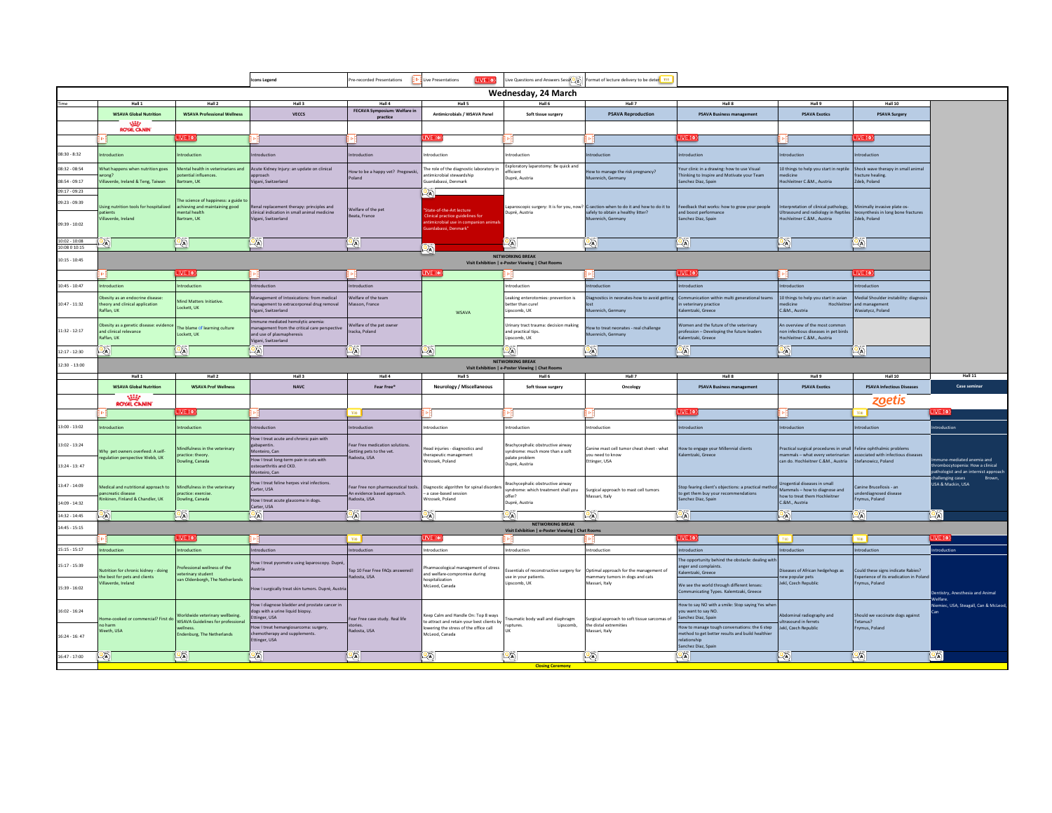Icons Legend: Pre-recorded Presentations | Live Presentations | Live Questions and Answers Session | Format of lecture delivery to be determined (TBD)

# Wednesday, 24 March

| Time | Hall 1 | Hall 2 | Hall 3 | Hall 4 | Hall 5 | Hall 6 | Hall 7 | Hall 8 | Hall 9 | Hall 10 |
|---|---|---|---|---|---|---|---|---|---|---|
| | WSAVA Global Nutrition (Royal Canin) | WSAVA Professional Wellness | VECCS | FECAVA Symposium: Welfare in practice | Antimicrobials / WSAVA Panel | Soft tissue surgery | PSAVA Reproduction | PSAVA Business management | PSAVA Exotics | PSAVA Surgery |
| | Pre-recorded | LIVE | Pre-recorded | Pre-recorded | LIVE | Pre-recorded | Pre-recorded | LIVE | Pre-recorded | LIVE |
| 08:30 - 8:32 | Introduction | Introduction | Introduction | Introduction | Introduction | Introduction | Introduction | Introduction | Introduction | Introduction |
| 08:32 - 08:54 / 08:54 - 09:17 | What happens when nutrition goes wrong? Villaverde, Ireland & Teng, Taiwan | Mental health in veterinarians and potential influences. Bartram, UK | Acute Kidney Injury: an update on clinical approach Vigani, Switzerland | How to be a happy vet? Pregowski, Poland | The role of the diagnostic laboratory in antimicrobial stewardship Guardabassi, Denmark | Exploratory laparotomy: Be quick and efficient Dupré, Austria | How to manage the risk pregnancy? Muennich, Germany | Your clinic in a drawing: how to use Visual Thinking to Inspire and Motivate your Team Sanchez Diaz, Spain | 10 things to help you start in reptile medicine Hochleitner C.&M., Austria | Shock wave therapy in small animal fracture healing. Zdeb, Poland |
| 09:17 - 09:23 | | | | | Q&A | | | | | |
| 09:23 - 09:39 / 09:39 - 10:02 | Using nutrition tools for hospitalized patients Villaverde, Ireland | The science of happiness: a guide to achieving and maintaining good mental health Bartram, UK | Renal replacement therapy: principles and clinical indication in small animal medicine Vigani, Switzerland | Welfare of the pet Beata, France | "State-of-the-Art lecture Clinical practice guidelines for antimicrobial use in companion animals Guardabassi, Denmark" | Laparoscopic surgery: It is for you, now? Dupré, Austria | C-section-when to do it and how to do it to safely to obtain a healthy litter? Muennich, Germany | Feedback that works: how to grow your people and boost performance Sanchez Diaz, Spain | Interpretation of clinical pathology, Ultrasound and radiology in Reptiles Hochleitner C.&M., Austria | Minimally invasive plate os-teosynthesis in long bone fractures Zdeb, Poland |
| 10:02 - 10:08 / 10:08 0 10:15 | Q&A | Q&A | Q&A | Q&A | Q&A | Q&A | Q&A | Q&A | Q&A | Q&A |
| 10:15 - 10:45 | NETWORKING BREAK Visit Exhibition \| e-Poster Viewing \| Chat Rooms | | | | | | | | | |
| | Pre-recorded | LIVE | Pre-recorded | Pre-recorded | LIVE | Pre-recorded | Pre-recorded | LIVE | Pre-recorded | LIVE |
| 10:45 - 10:47 | Introduction | Introduction | Introduction | Introduction | | Introduction | Introduction | Introduction | Introduction | Introduction |
| 10:47 - 11:32 | Obesity as an endocrine disease: theory and clinical application Raffan, UK | Mind Matters Initiative. Lockett, UK | Management of Intoxications: from medical management to extracorporeal drug removal Vigani, Switzerland | Welfare of the team Masson, France | WSAVA | Leaking enterotomies: prevention is better than cure! Lipscomb, UK | Diagnostics in neonates-how to avoid getting lost Muennich, Germany | Communication within multi generational teams in veterinary practice Kalemtzaki, Greece | 10 things to help you start in avian medicine Hochleitner C.&M., Austria | Medial Shoulder instability: diagnosis and management Wasiatycz, Poland |
| 11:32 - 12:17 | Obesity as a genetic disease: evidence and clinical relevance Raffan, UK | The blame of learning culture Lockett, UK | Immune mediated hemolytic anemia: management from the critical care perspective and use of plasmapheresis Vigani, Switzerland | Welfare of the pet owner Iracka, Poland | | Urinary tract trauma: decision making and practical tips. Lipscomb, UK | How to treat neonates - real challenge Muennich, Germany | Women and the future of the veterinary profession – Developing the future leaders Kalemtzaki, Greece | An overview of the most common non infectious diseases in pet birds Hochleitner C.&M., Austria | |
| 12:17 - 12:30 | Q&A | Q&A | Q&A | Q&A | Q&A | Q&A | Q&A | Q&A | Q&A | Q&A |
| 12:30 - 13:00 | NETWORKING BREAK Visit Exhibition \| e-Poster Viewing \| Chat Rooms | | | | | | | | | |

| Time | Hall 1 | Hall 2 | Hall 3 | Hall 4 | Hall 5 | Hall 6 | Hall 7 | Hall 8 | Hall 9 | Hall 10 | Hall 11 |
|---|---|---|---|---|---|---|---|---|---|---|---|
| | WSAVA Global Nutrition (Royal Canin) | WSAVA Prof Wellness | NAVC | Fear Free® | Neurology / Miscellaneous | Soft tissue surgery | Oncology | PSAVA Business management | PSAVA Exotics | PSAVA Infectious Diseases (zoetis) | Case seminar |
| | Pre-recorded | LIVE | Pre-recorded | TBD | Pre-recorded | Pre-recorded | Pre-recorded | LIVE | Pre-recorded | TBD | LIVE |
| 13:00 - 13:02 | Introduction | Introduction | Introduction | Introduction | Introduction | Introduction | Introduction | Introduction | Introduction | Introduction | Introduction |
| 13:02 - 13:24 / 13:24 - 13:47 | Why pet owners overfeed: A self-regulation perspective Webb, UK | Mindfulness in the veterinary practice: theory. Dowling, Canada | How I treat acute and chronic pain with gabapentin. Monteiro, Can / How I treat long-term pain in cats with osteoarthritis and CKD. Monteiro, Can | Fear Free medication solutions. Getting pets to the vet. Radosta, USA | Head injuries - diagnostics and therapeutic management Wrzosek, Poland | Brachycephalic obstructive airway syndrome: much more than a soft palate problem Dupré, Austria | Canine mast cell tumor cheat sheet - what you need to know Ettinger, USA | How to engage your Millennial clients Kalemtzaki, Greece | Practical surgical procedures in small mammals – what every veterinarian can do. Hochleitner C.&M., Austria | Feline ophthalmic problems associated with infectious diseases Stefanowicz, Poland | Immune-mediated anemia and thrombocytopenia: How a clinical pathologist and an internist approach challenging cases Brown, USA & Mackin, USA |
| 13:47 - 14:09 / 14:09 - 14:32 | Medical and nutritional approach to pancreatic disease Rinkinen, Finland & Chandler, UK | Mindfulness in the veterinary practice: exercise. Dowling, Canada | How I treat feline herpes viral infections. Carter, USA / How I treat acute glaucoma in dogs. Carter, USA | Fear Free non pharmaceutical tools. An evidence based approach. Radosta, USA | Diagnostic algorithm for spinal disorders – a case-based session Wrzosek, Poland | Brachycephalic obstructive airway syndrome: which treatment shall you offer? Dupré, Austria | Surgical approach to mast cell tumors Massari, Italy | Stop fearing client's objections: a practical method to get them buy your recommendations Sanchez Diaz, Spain | Urogenital diseases in small Mammals – how to diagnose and how to treat them Hochleitner C.&M., Austria | Canine Brucellosis - an underdiagnosed disease Frymus, Poland | |
| 14:32 - 14:45 | Q&A | Q&A | Q&A | Q&A | Q&A | Q&A | Q&A | Q&A | Q&A | Q&A | Q&A |
| 14:45 - 15:15 | NETWORKING BREAK Visit Exhibition \| e-Poster Viewing \| Chat Rooms | | | | | | | | | | |
| | Pre-recorded | LIVE | Pre-recorded | TBD | LIVE | Pre-recorded | Pre-recorded | LIVE | TBD | TBD | LIVE |
| 15:15 - 15:17 | Introduction | Introduction | Introduction | Introduction | Introduction | Introduction | Introduction | Introduction | Introduction | Introduction | Introduction |
| 15:17 - 15:39 / 15:39 - 16:02 | Nutrition for chronic kidney - doing the best for pets and clients Villaverde, Ireland | Professional wellness of the veterinary student van Oldenborgh, The Netherlands | How I treat pyometra using laparoscopy. Dupré, Austria / How I surgically treat skin tumors. Dupré, Austria | Top 10 Fear Free FAQs answered! Radosta, USA | Pharmacological management of stress and welfare-compromise during hospitalization McLeod, Canada | Essentials of reconstructive surgery for use in your patients. Lipscomb, UK | Optimal approach for the management of mammary tumors in dogs and cats Massari, Italy | The opportunity behind the obstacle: dealing with anger and complaints. Kalemtzaki, Greece / We see the world through different lenses: Communicating Types. Kalemtzaki, Greece | Diseases of African hedgehogs as new popular pets Jekl, Czech Republic | Could these signs indicate Rabies? Experience of its eradication in Poland Frymus, Poland | Dentistry, Anesthesia and Animal Welfare. Niemiec, USA, Steagall, Can & McLeod, Can |
| 16:02 - 16:24 / 16:24 - 16:47 | Home-cooked or commercial? First do no harm Weeth, USA | Worldwide veterinary wellbeing. WSAVA Guidelines for professional wellness. Endenburg, The Netherlands | How I diagnose bladder and prostate cancer in dogs with a urine liquid biopsy. Ettinger, USA / How I treat hemangiosarcoma: surgery, chemotherapy and supplements. Ettinger, USA | Fear Free case study. Real life stories. Radosta, USA | Keep Calm and Handle On: Top 8 ways to attract and retain your best clients by lowering the stress of the office call McLeod, Canada | Traumatic body wall and diaphragm ruptures. Lipscomb, UK | Surgical approach to soft tissue sarcomas of the distal extremities Massari, Italy | How to say NO with a smile: Stop saying Yes when you want to say NO. Sanchez Diaz, Spain / How to manage tough conversations: the 6 step method to get better results and build healthier relationship Sanchez Diaz, Spain | Abdominal radiography and ultrasound in ferrets Jekl, Czech Republic | Should we vaccinate dogs against Tetanus? Frymus, Poland | |
| 16:47 - 17:00 | Q&A | Q&A | Q&A | Q&A | Q&A | Q&A | Q&A | Q&A | Q&A | Q&A | Q&A |
| | Closing Ceremony | | | | | | | | | | |